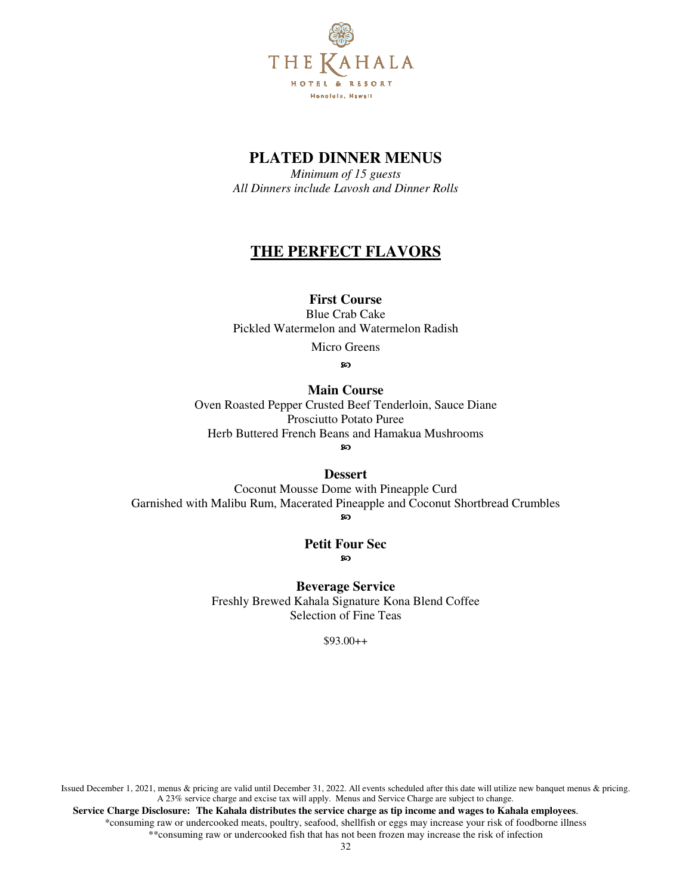THE KAHALA

HOTEL & RESORT

Honolulu, Hawaii

# PLATED DINNER MENUS

*Minimum of 15 guests*
*All Dinners include Lavosh and Dinner Rolls*

## THE PERFECT FLAVORS

**First Course**

Blue Crab Cake
Pickled Watermelon and Watermelon Radish
Micro Greens

**Main Course**

Oven Roasted Pepper Crusted Beef Tenderloin, Sauce Diane
Prosciutto Potato Puree
Herb Buttered French Beans and Hamakua Mushrooms

**Dessert**

Coconut Mousse Dome with Pineapple Curd
Garnished with Malibu Rum, Macerated Pineapple and Coconut Shortbread Crumbles

**Petit Four Sec**

**Beverage Service**

Freshly Brewed Kahala Signature Kona Blend Coffee
Selection of Fine Teas

$93.00++

Issued December 1, 2021, menus & pricing are valid until December 31, 2022. All events scheduled after this date will utilize new banquet menus & pricing. A 23% service charge and excise tax will apply. Menus and Service Charge are subject to change.

**Service Charge Disclosure: The Kahala distributes the service charge as tip income and wages to Kahala employees**.

*consuming raw or undercooked meats, poultry, seafood, shellfish or eggs may increase your risk of foodborne illness

**consuming raw or undercooked fish that has not been frozen may increase the risk of infection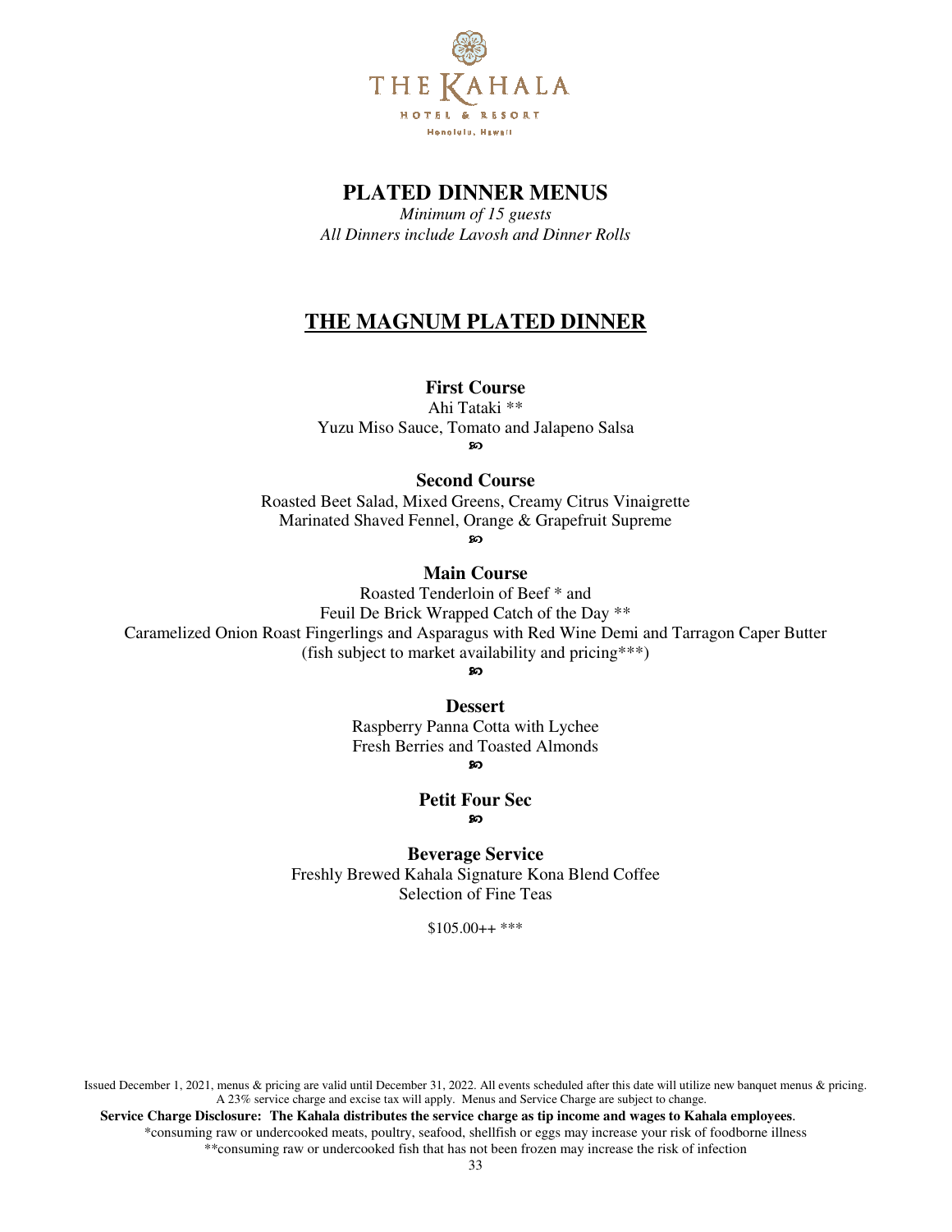THE KAHALA

HOTEL & RESORT

Honolulu, Hawaii

# PLATED DINNER MENUS

*Minimum of 15 guests*

*All Dinners include Lavosh and Dinner Rolls*

## THE MAGNUM PLATED DINNER

**First Course**

Ahi Tataki **

Yuzu Miso Sauce, Tomato and Jalapeno Salsa

**Second Course**

Roasted Beet Salad, Mixed Greens, Creamy Citrus Vinaigrette

Marinated Shaved Fennel, Orange & Grapefruit Supreme

**Main Course**

Roasted Tenderloin of Beef * and

Feuil De Brick Wrapped Catch of the Day **

Caramelized Onion Roast Fingerlings and Asparagus with Red Wine Demi and Tarragon Caper Butter

(fish subject to market availability and pricing***)

**Dessert**

Raspberry Panna Cotta with Lychee

Fresh Berries and Toasted Almonds

**Petit Four Sec**

**Beverage Service**

Freshly Brewed Kahala Signature Kona Blend Coffee

Selection of Fine Teas

$105.00++ ***

Issued December 1, 2021, menus & pricing are valid until December 31, 2022. All events scheduled after this date will utilize new banquet menus & pricing. A 23% service charge and excise tax will apply. Menus and Service Charge are subject to change.

**Service Charge Disclosure: The Kahala distributes the service charge as tip income and wages to Kahala employees**.

*consuming raw or undercooked meats, poultry, seafood, shellfish or eggs may increase your risk of foodborne illness

**consuming raw or undercooked fish that has not been frozen may increase the risk of infection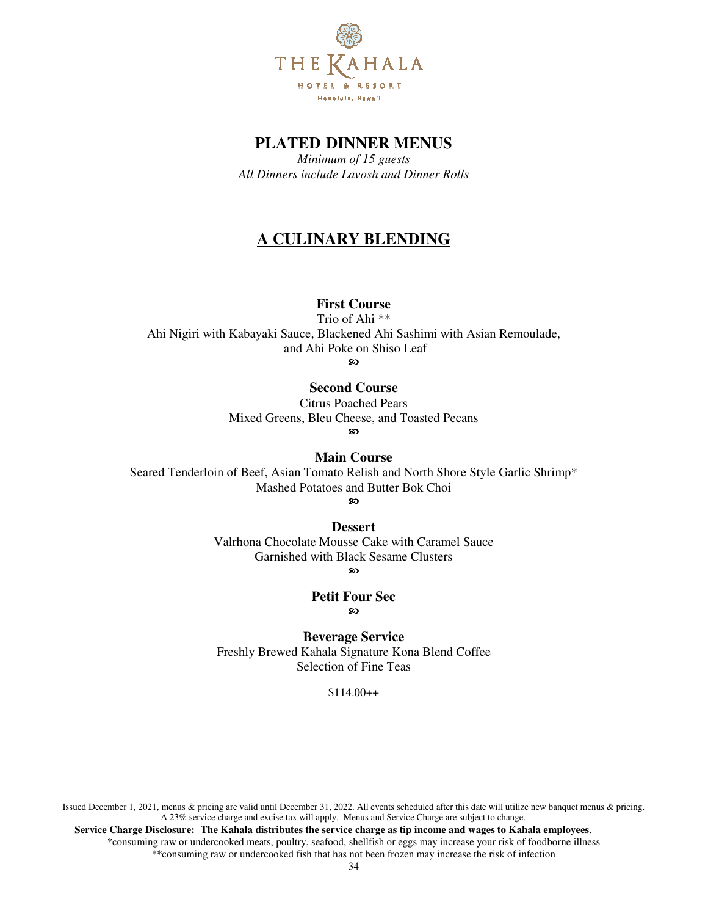THE KAHALA
HOTEL & RESORT
Honolulu, Hawaii

# PLATED DINNER MENUS

*Minimum of 15 guests*
*All Dinners include Lavosh and Dinner Rolls*

## A CULINARY BLENDING

**First Course**
Trio of Ahi **
Ahi Nigiri with Kabayaki Sauce, Blackened Ahi Sashimi with Asian Remoulade, and Ahi Poke on Shiso Leaf

**Second Course**
Citrus Poached Pears
Mixed Greens, Bleu Cheese, and Toasted Pecans

**Main Course**
Seared Tenderloin of Beef, Asian Tomato Relish and North Shore Style Garlic Shrimp*
Mashed Potatoes and Butter Bok Choi

**Dessert**
Valrhona Chocolate Mousse Cake with Caramel Sauce
Garnished with Black Sesame Clusters

**Petit Four Sec**

**Beverage Service**
Freshly Brewed Kahala Signature Kona Blend Coffee
Selection of Fine Teas

$114.00++

Issued December 1, 2021, menus & pricing are valid until December 31, 2022. All events scheduled after this date will utilize new banquet menus & pricing. A 23% service charge and excise tax will apply. Menus and Service Charge are subject to change.

**Service Charge Disclosure: The Kahala distributes the service charge as tip income and wages to Kahala employees**.

*consuming raw or undercooked meats, poultry, seafood, shellfish or eggs may increase your risk of foodborne illness

**consuming raw or undercooked fish that has not been frozen may increase the risk of infection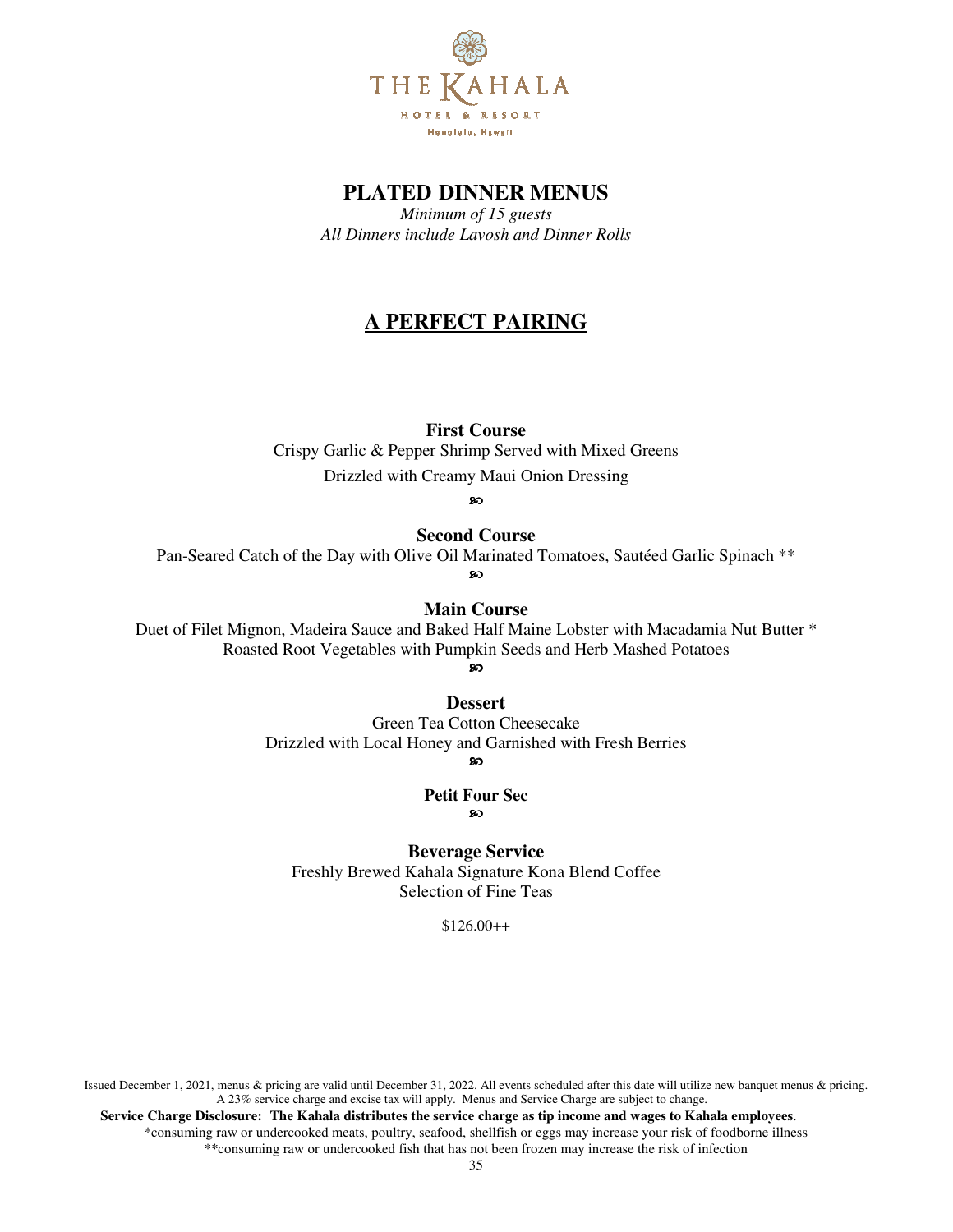THE KAHALA

HOTEL & RESORT

Honolulu, Hawaii

# PLATED DINNER MENUS

*Minimum of 15 guests*
*All Dinners include Lavosh and Dinner Rolls*

## A PERFECT PAIRING

**First Course**
Crispy Garlic & Pepper Shrimp Served with Mixed Greens
Drizzled with Creamy Maui Onion Dressing

ஐ

**Second Course**
Pan-Seared Catch of the Day with Olive Oil Marinated Tomatoes, Sautéed Garlic Spinach **

ஐ

**Main Course**
Duet of Filet Mignon, Madeira Sauce and Baked Half Maine Lobster with Macadamia Nut Butter *
Roasted Root Vegetables with Pumpkin Seeds and Herb Mashed Potatoes

ஐ

**Dessert**
Green Tea Cotton Cheesecake
Drizzled with Local Honey and Garnished with Fresh Berries

ஐ

**Petit Four Sec**

ஐ

**Beverage Service**
Freshly Brewed Kahala Signature Kona Blend Coffee
Selection of Fine Teas

$126.00++

Issued December 1, 2021, menus & pricing are valid until December 31, 2022. All events scheduled after this date will utilize new banquet menus & pricing. A 23% service charge and excise tax will apply. Menus and Service Charge are subject to change.

**Service Charge Disclosure: The Kahala distributes the service charge as tip income and wages to Kahala employees**.

*consuming raw or undercooked meats, poultry, seafood, shellfish or eggs may increase your risk of foodborne illness

**consuming raw or undercooked fish that has not been frozen may increase the risk of infection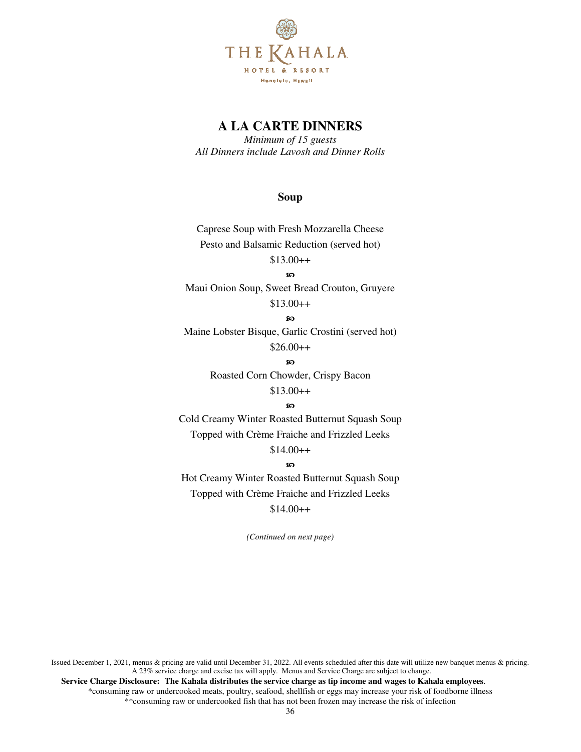# A LA CARTE DINNERS

*Minimum of 15 guests*
*All Dinners include Lavosh and Dinner Rolls*

## Soup

Caprese Soup with Fresh Mozzarella Cheese
Pesto and Balsamic Reduction (served hot)
$13.00++

ꟹ

Maui Onion Soup, Sweet Bread Crouton, Gruyere
$13.00++

ꟹ

Maine Lobster Bisque, Garlic Crostini (served hot)
$26.00++

ꟹ

Roasted Corn Chowder, Crispy Bacon
$13.00++

ꟹ

Cold Creamy Winter Roasted Butternut Squash Soup
Topped with Crème Fraiche and Frizzled Leeks
$14.00++

ꟹ

Hot Creamy Winter Roasted Butternut Squash Soup
Topped with Crème Fraiche and Frizzled Leeks
$14.00++

*(Continued on next page)*

Issued December 1, 2021, menus & pricing are valid until December 31, 2022. All events scheduled after this date will utilize new banquet menus & pricing. A 23% service charge and excise tax will apply. Menus and Service Charge are subject to change.

**Service Charge Disclosure: The Kahala distributes the service charge as tip income and wages to Kahala employees**.

*consuming raw or undercooked meats, poultry, seafood, shellfish or eggs may increase your risk of foodborne illness

**consuming raw or undercooked fish that has not been frozen may increase the risk of infection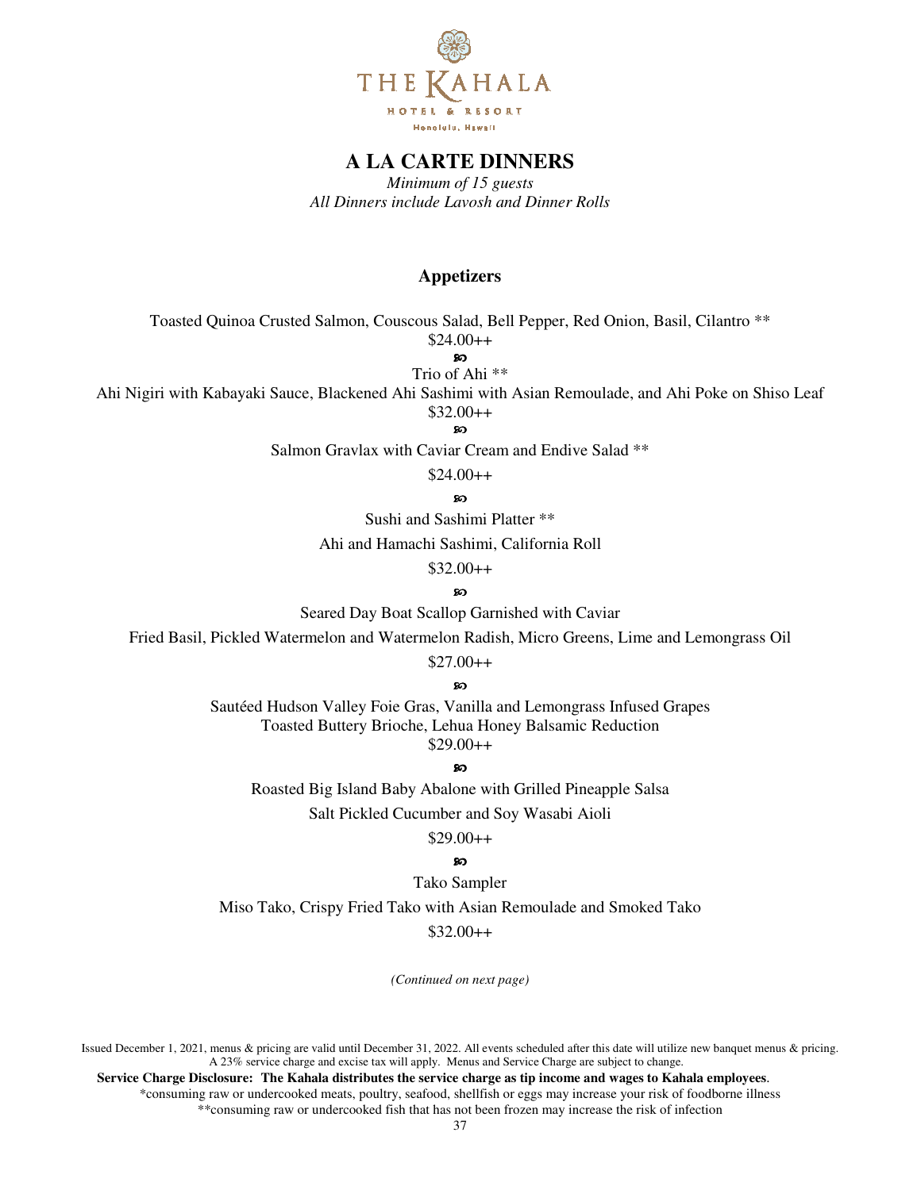# A LA CARTE DINNERS

*Minimum of 15 guests*
*All Dinners include Lavosh and Dinner Rolls*

## Appetizers

Toasted Quinoa Crusted Salmon, Couscous Salad, Bell Pepper, Red Onion, Basil, Cilantro **
$24.00++

ꟹ

Trio of Ahi **
Ahi Nigiri with Kabayaki Sauce, Blackened Ahi Sashimi with Asian Remoulade, and Ahi Poke on Shiso Leaf
$32.00++

ꟹ

Salmon Gravlax with Caviar Cream and Endive Salad **
$24.00++

ꟹ

Sushi and Sashimi Platter **
Ahi and Hamachi Sashimi, California Roll
$32.00++

ꟹ

Seared Day Boat Scallop Garnished with Caviar
Fried Basil, Pickled Watermelon and Watermelon Radish, Micro Greens, Lime and Lemongrass Oil
$27.00++

ꟹ

Sautéed Hudson Valley Foie Gras, Vanilla and Lemongrass Infused Grapes
Toasted Buttery Brioche, Lehua Honey Balsamic Reduction
$29.00++

ꟹ

Roasted Big Island Baby Abalone with Grilled Pineapple Salsa
Salt Pickled Cucumber and Soy Wasabi Aioli
$29.00++

ꟹ

Tako Sampler
Miso Tako, Crispy Fried Tako with Asian Remoulade and Smoked Tako
$32.00++

*(Continued on next page)*

Issued December 1, 2021, menus & pricing are valid until December 31, 2022. All events scheduled after this date will utilize new banquet menus & pricing. A 23% service charge and excise tax will apply. Menus and Service Charge are subject to change.

**Service Charge Disclosure: The Kahala distributes the service charge as tip income and wages to Kahala employees**.

*consuming raw or undercooked meats, poultry, seafood, shellfish or eggs may increase your risk of foodborne illness

**consuming raw or undercooked fish that has not been frozen may increase the risk of infection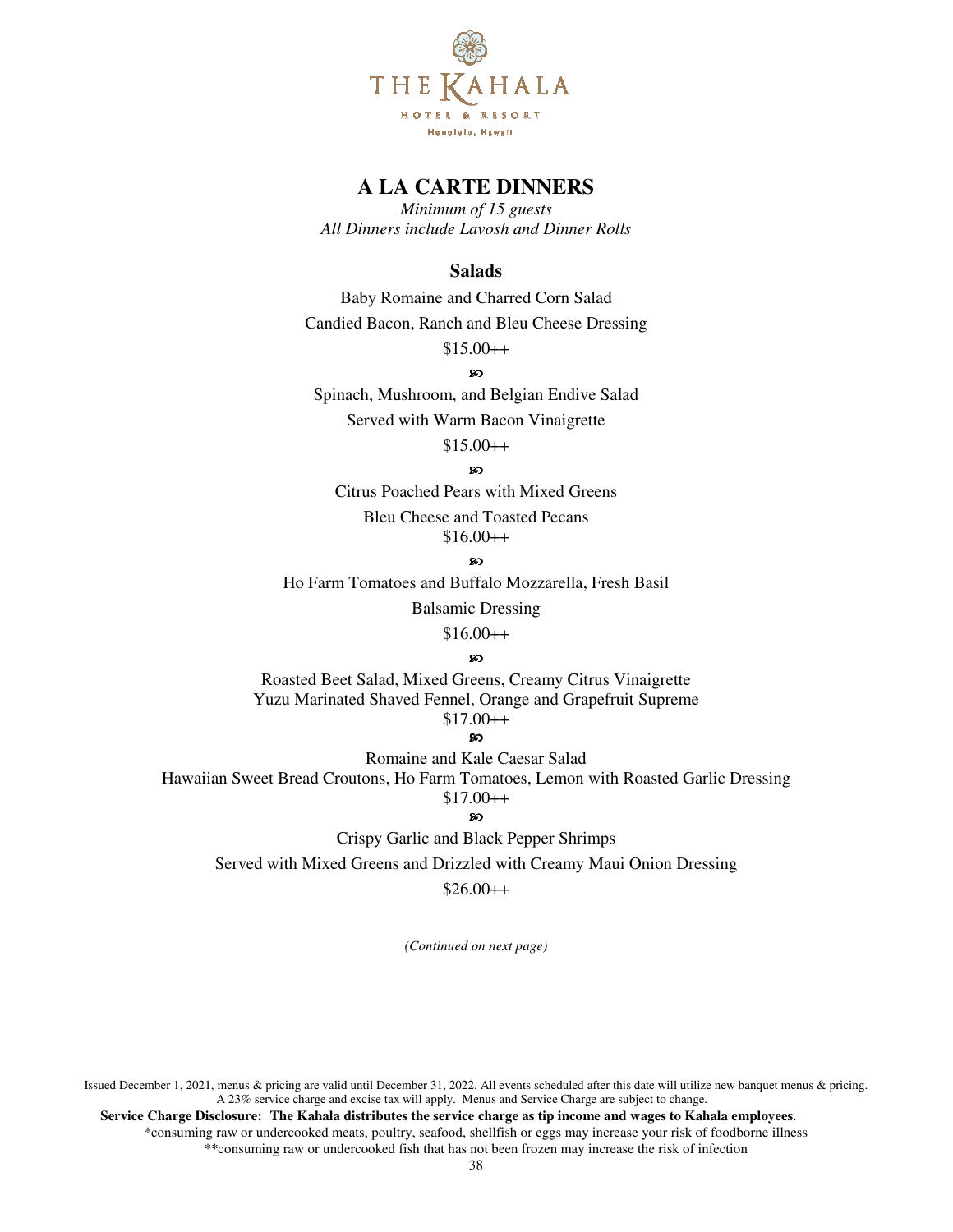THE KAHALA

HOTEL & RESORT

Honolulu, Hawaii

# A LA CARTE DINNERS

*Minimum of 15 guests*
*All Dinners include Lavosh and Dinner Rolls*

## Salads

Baby Romaine and Charred Corn Salad
Candied Bacon, Ranch and Bleu Cheese Dressing
$15.00++

Spinach, Mushroom, and Belgian Endive Salad
Served with Warm Bacon Vinaigrette
$15.00++

Citrus Poached Pears with Mixed Greens
Bleu Cheese and Toasted Pecans
$16.00++

Ho Farm Tomatoes and Buffalo Mozzarella, Fresh Basil
Balsamic Dressing
$16.00++

Roasted Beet Salad, Mixed Greens, Creamy Citrus Vinaigrette
Yuzu Marinated Shaved Fennel, Orange and Grapefruit Supreme
$17.00++

Romaine and Kale Caesar Salad
Hawaiian Sweet Bread Croutons, Ho Farm Tomatoes, Lemon with Roasted Garlic Dressing
$17.00++

Crispy Garlic and Black Pepper Shrimps
Served with Mixed Greens and Drizzled with Creamy Maui Onion Dressing
$26.00++

*(Continued on next page)*

Issued December 1, 2021, menus & pricing are valid until December 31, 2022. All events scheduled after this date will utilize new banquet menus & pricing. A 23% service charge and excise tax will apply. Menus and Service Charge are subject to change.

**Service Charge Disclosure: The Kahala distributes the service charge as tip income and wages to Kahala employees**.

*consuming raw or undercooked meats, poultry, seafood, shellfish or eggs may increase your risk of foodborne illness

**consuming raw or undercooked fish that has not been frozen may increase the risk of infection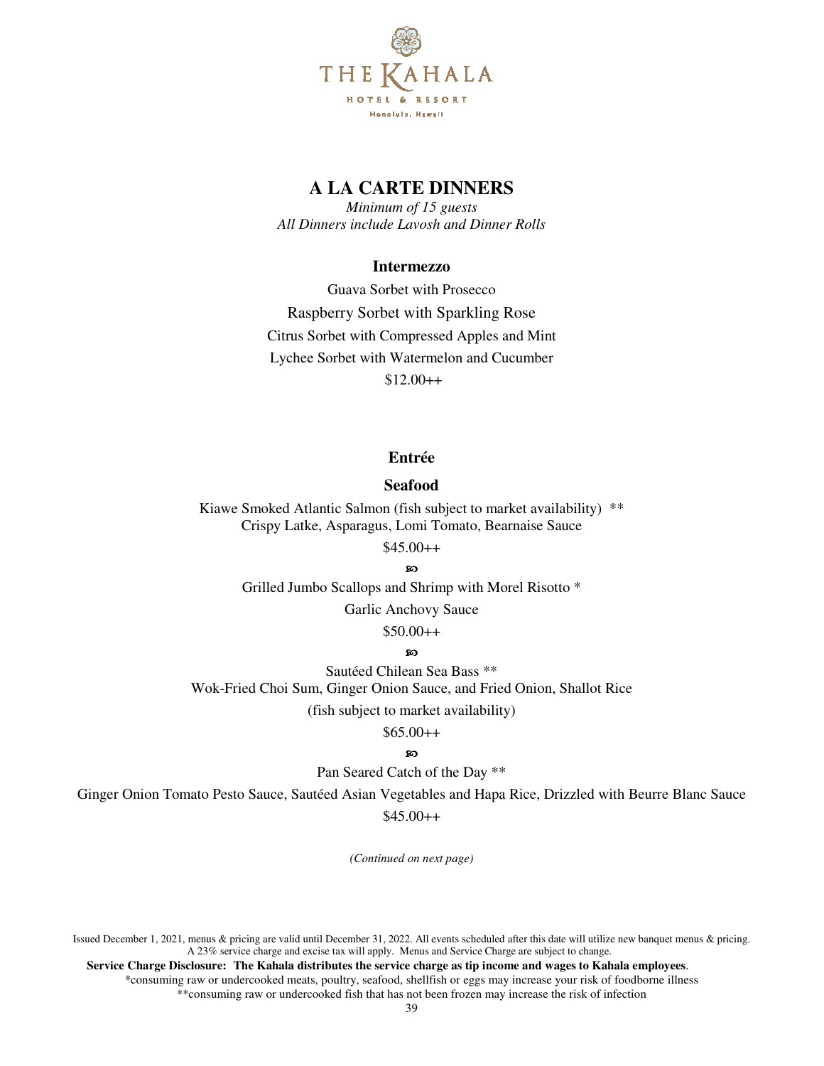# A LA CARTE DINNERS

*Minimum of 15 guests*
*All Dinners include Lavosh and Dinner Rolls*

## Intermezzo

Guava Sorbet with Prosecco
Raspberry Sorbet with Sparkling Rose
Citrus Sorbet with Compressed Apples and Mint
Lychee Sorbet with Watermelon and Cucumber
$12.00++

## Entrée

### Seafood

Kiawe Smoked Atlantic Salmon (fish subject to market availability) **
Crispy Latke, Asparagus, Lomi Tomato, Bearnaise Sauce
$45.00++

ေ

Grilled Jumbo Scallops and Shrimp with Morel Risotto *
Garlic Anchovy Sauce
$50.00++

ေ

Sautéed Chilean Sea Bass **
Wok-Fried Choi Sum, Ginger Onion Sauce, and Fried Onion, Shallot Rice
(fish subject to market availability)
$65.00++

ေ

Pan Seared Catch of the Day **
Ginger Onion Tomato Pesto Sauce, Sautéed Asian Vegetables and Hapa Rice, Drizzled with Beurre Blanc Sauce
$45.00++

*(Continued on next page)*

Issued December 1, 2021, menus & pricing are valid until December 31, 2022. All events scheduled after this date will utilize new banquet menus & pricing. A 23% service charge and excise tax will apply. Menus and Service Charge are subject to change.

**Service Charge Disclosure: The Kahala distributes the service charge as tip income and wages to Kahala employees**.

*consuming raw or undercooked meats, poultry, seafood, shellfish or eggs may increase your risk of foodborne illness
**consuming raw or undercooked fish that has not been frozen may increase the risk of infection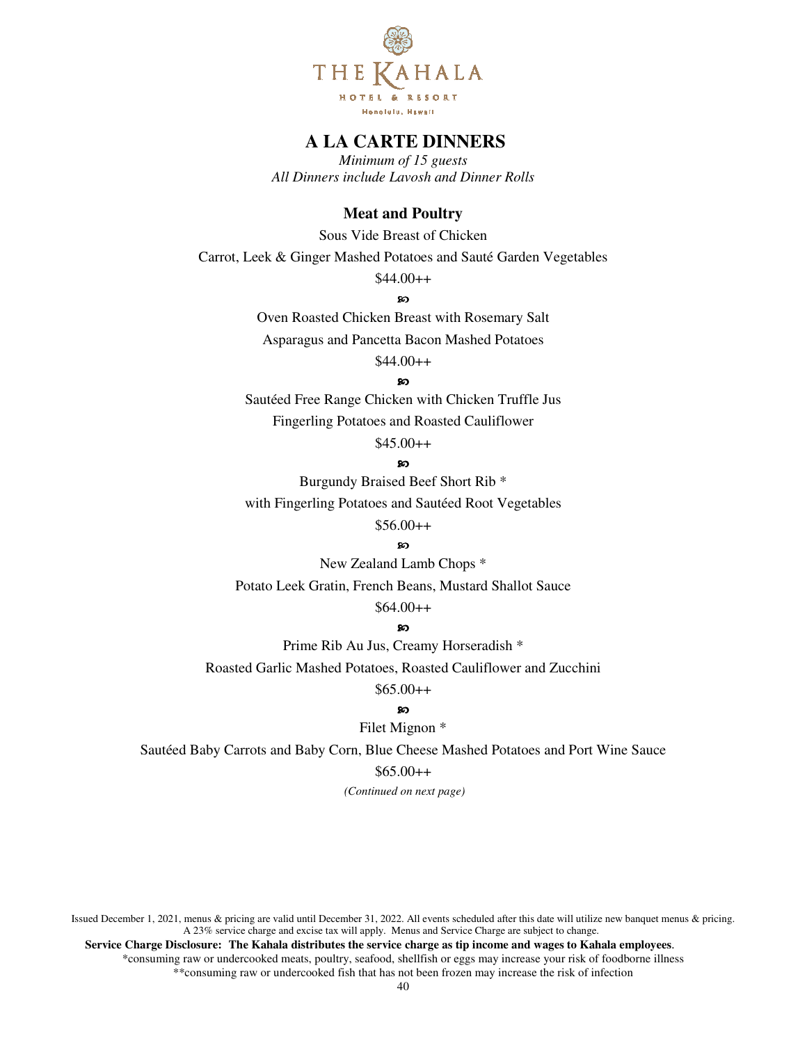THE KAHALA

HOTEL & RESORT

Honolulu, Hawaii

# A LA CARTE DINNERS

*Minimum of 15 guests*
*All Dinners include Lavosh and Dinner Rolls*

## Meat and Poultry

Sous Vide Breast of Chicken
Carrot, Leek & Ginger Mashed Potatoes and Sauté Garden Vegetables
$44.00++

❧

Oven Roasted Chicken Breast with Rosemary Salt
Asparagus and Pancetta Bacon Mashed Potatoes
$44.00++

❧

Sautéed Free Range Chicken with Chicken Truffle Jus
Fingerling Potatoes and Roasted Cauliflower
$45.00++

❧

Burgundy Braised Beef Short Rib *
with Fingerling Potatoes and Sautéed Root Vegetables
$56.00++

❧

New Zealand Lamb Chops *
Potato Leek Gratin, French Beans, Mustard Shallot Sauce
$64.00++

❧

Prime Rib Au Jus, Creamy Horseradish *
Roasted Garlic Mashed Potatoes, Roasted Cauliflower and Zucchini
$65.00++

❧

Filet Mignon *
Sautéed Baby Carrots and Baby Corn, Blue Cheese Mashed Potatoes and Port Wine Sauce
$65.00++

*(Continued on next page)*

Issued December 1, 2021, menus & pricing are valid until December 31, 2022. All events scheduled after this date will utilize new banquet menus & pricing. A 23% service charge and excise tax will apply. Menus and Service Charge are subject to change.

**Service Charge Disclosure: The Kahala distributes the service charge as tip income and wages to Kahala employees**.

*consuming raw or undercooked meats, poultry, seafood, shellfish or eggs may increase your risk of foodborne illness

**consuming raw or undercooked fish that has not been frozen may increase the risk of infection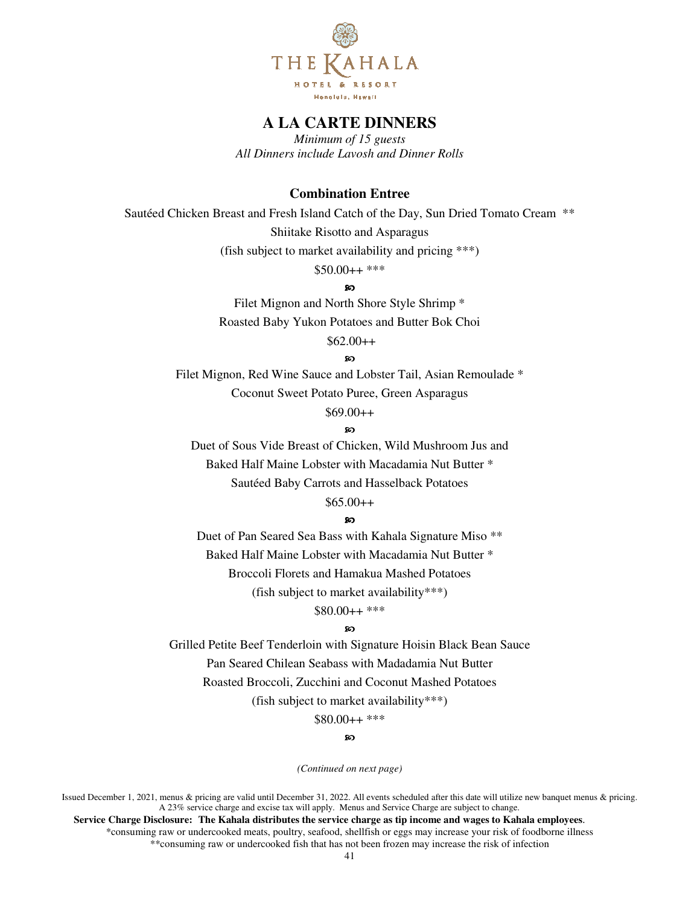# A LA CARTE DINNERS

*Minimum of 15 guests*
*All Dinners include Lavosh and Dinner Rolls*

### Combination Entree

Sautéed Chicken Breast and Fresh Island Catch of the Day, Sun Dried Tomato Cream **
Shiitake Risotto and Asparagus
(fish subject to market availability and pricing ***)
$50.00++ ***

ॐ

Filet Mignon and North Shore Style Shrimp *
Roasted Baby Yukon Potatoes and Butter Bok Choi
$62.00++

ॐ

Filet Mignon, Red Wine Sauce and Lobster Tail, Asian Remoulade *
Coconut Sweet Potato Puree, Green Asparagus
$69.00++

ॐ

Duet of Sous Vide Breast of Chicken, Wild Mushroom Jus and
Baked Half Maine Lobster with Macadamia Nut Butter *
Sautéed Baby Carrots and Hasselback Potatoes
$65.00++

ॐ

Duet of Pan Seared Sea Bass with Kahala Signature Miso **
Baked Half Maine Lobster with Macadamia Nut Butter *
Broccoli Florets and Hamakua Mashed Potatoes
(fish subject to market availability***)
$80.00++ ***

ॐ

Grilled Petite Beef Tenderloin with Signature Hoisin Black Bean Sauce
Pan Seared Chilean Seabass with Madadamia Nut Butter
Roasted Broccoli, Zucchini and Coconut Mashed Potatoes
(fish subject to market availability***)
$80.00++ ***

ॐ

*(Continued on next page)*

Issued December 1, 2021, menus & pricing are valid until December 31, 2022. All events scheduled after this date will utilize new banquet menus & pricing. A 23% service charge and excise tax will apply. Menus and Service Charge are subject to change.

**Service Charge Disclosure: The Kahala distributes the service charge as tip income and wages to Kahala employees**.

*consuming raw or undercooked meats, poultry, seafood, shellfish or eggs may increase your risk of foodborne illness

**consuming raw or undercooked fish that has not been frozen may increase the risk of infection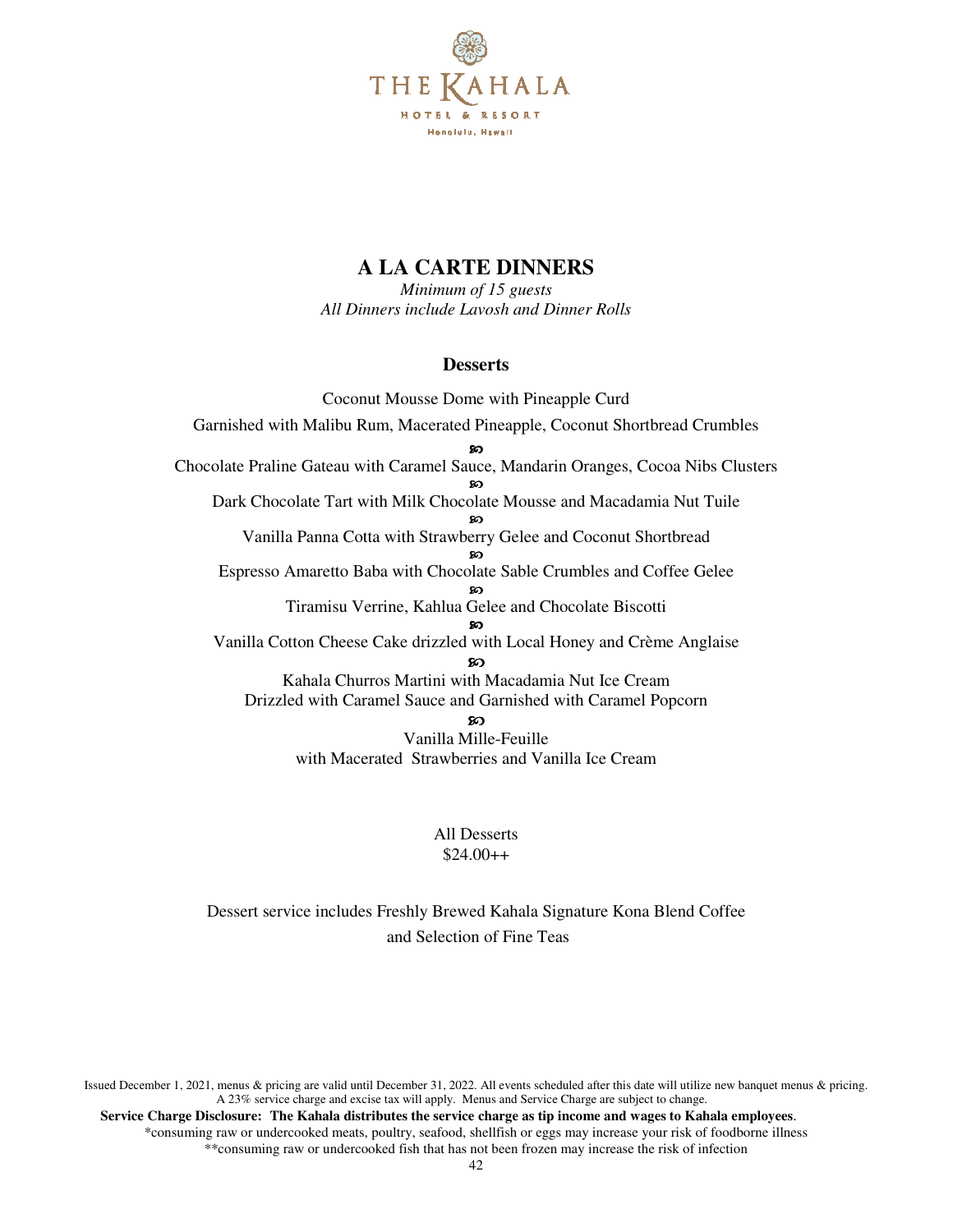THE KAHALA

HOTEL & RESORT

Honolulu, Hawaii

## A LA CARTE DINNERS

*Minimum of 15 guests*
*All Dinners include Lavosh and Dinner Rolls*

### Desserts

Coconut Mousse Dome with Pineapple Curd
Garnished with Malibu Rum, Macerated Pineapple, Coconut Shortbread Crumbles

ꟹ

Chocolate Praline Gateau with Caramel Sauce, Mandarin Oranges, Cocoa Nibs Clusters

ꟹ

Dark Chocolate Tart with Milk Chocolate Mousse and Macadamia Nut Tuile

ꟹ

Vanilla Panna Cotta with Strawberry Gelee and Coconut Shortbread

ꟹ

Espresso Amaretto Baba with Chocolate Sable Crumbles and Coffee Gelee

ꟹ

Tiramisu Verrine, Kahlua Gelee and Chocolate Biscotti

ꟹ

Vanilla Cotton Cheese Cake drizzled with Local Honey and Crème Anglaise

ꟹ

Kahala Churros Martini with Macadamia Nut Ice Cream
Drizzled with Caramel Sauce and Garnished with Caramel Popcorn

ꟹ

Vanilla Mille-Feuille
with Macerated Strawberries and Vanilla Ice Cream

All Desserts
$24.00++

Dessert service includes Freshly Brewed Kahala Signature Kona Blend Coffee
and Selection of Fine Teas

Issued December 1, 2021, menus & pricing are valid until December 31, 2022. All events scheduled after this date will utilize new banquet menus & pricing.
A 23% service charge and excise tax will apply. Menus and Service Charge are subject to change.

**Service Charge Disclosure: The Kahala distributes the service charge as tip income and wages to Kahala employees**.

*consuming raw or undercooked meats, poultry, seafood, shellfish or eggs may increase your risk of foodborne illness

**consuming raw or undercooked fish that has not been frozen may increase the risk of infection